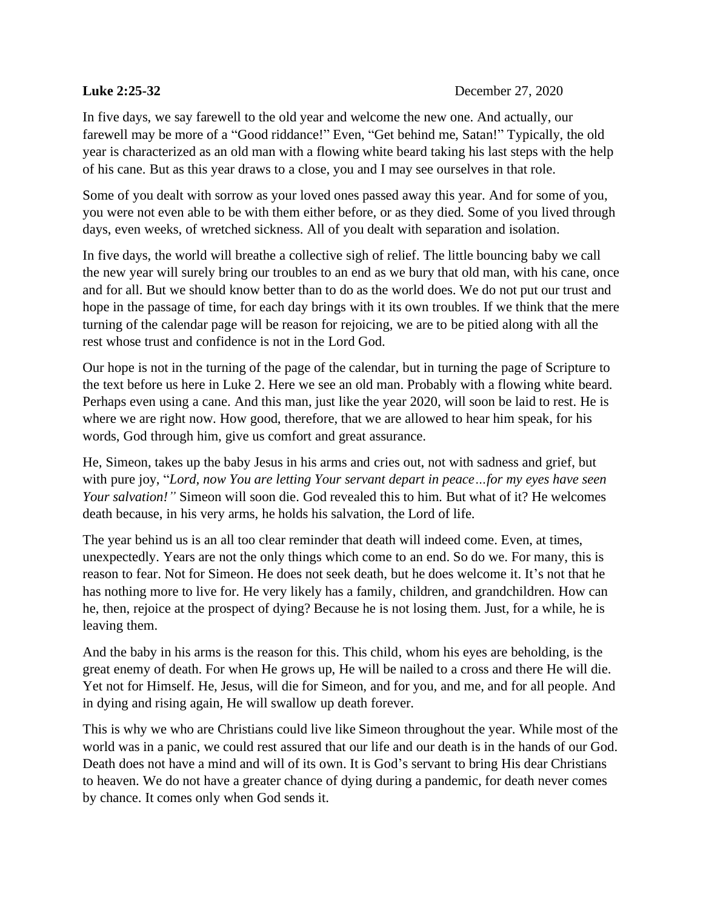**Luke 2:25-32** December 27, 2020

In five days, we say farewell to the old year and welcome the new one. And actually, our farewell may be more of a "Good riddance!" Even, "Get behind me, Satan!" Typically, the old year is characterized as an old man with a flowing white beard taking his last steps with the help of his cane. But as this year draws to a close, you and I may see ourselves in that role.

Some of you dealt with sorrow as your loved ones passed away this year. And for some of you, you were not even able to be with them either before, or as they died. Some of you lived through days, even weeks, of wretched sickness. All of you dealt with separation and isolation.

In five days, the world will breathe a collective sigh of relief. The little bouncing baby we call the new year will surely bring our troubles to an end as we bury that old man, with his cane, once and for all. But we should know better than to do as the world does. We do not put our trust and hope in the passage of time, for each day brings with it its own troubles. If we think that the mere turning of the calendar page will be reason for rejoicing, we are to be pitied along with all the rest whose trust and confidence is not in the Lord God.

Our hope is not in the turning of the page of the calendar, but in turning the page of Scripture to the text before us here in Luke 2. Here we see an old man. Probably with a flowing white beard. Perhaps even using a cane. And this man, just like the year 2020, will soon be laid to rest. He is where we are right now. How good, therefore, that we are allowed to hear him speak, for his words, God through him, give us comfort and great assurance.

He, Simeon, takes up the baby Jesus in his arms and cries out, not with sadness and grief, but with pure joy, "*Lord, now You are letting Your servant depart in peace…for my eyes have seen Your salvation!"* Simeon will soon die. God revealed this to him. But what of it? He welcomes death because, in his very arms, he holds his salvation, the Lord of life.

The year behind us is an all too clear reminder that death will indeed come. Even, at times, unexpectedly. Years are not the only things which come to an end. So do we. For many, this is reason to fear. Not for Simeon. He does not seek death, but he does welcome it. It's not that he has nothing more to live for. He very likely has a family, children, and grandchildren. How can he, then, rejoice at the prospect of dying? Because he is not losing them. Just, for a while, he is leaving them.

And the baby in his arms is the reason for this. This child, whom his eyes are beholding, is the great enemy of death. For when He grows up, He will be nailed to a cross and there He will die. Yet not for Himself. He, Jesus, will die for Simeon, and for you, and me, and for all people. And in dying and rising again, He will swallow up death forever.

This is why we who are Christians could live like Simeon throughout the year. While most of the world was in a panic, we could rest assured that our life and our death is in the hands of our God. Death does not have a mind and will of its own. It is God's servant to bring His dear Christians to heaven. We do not have a greater chance of dying during a pandemic, for death never comes by chance. It comes only when God sends it.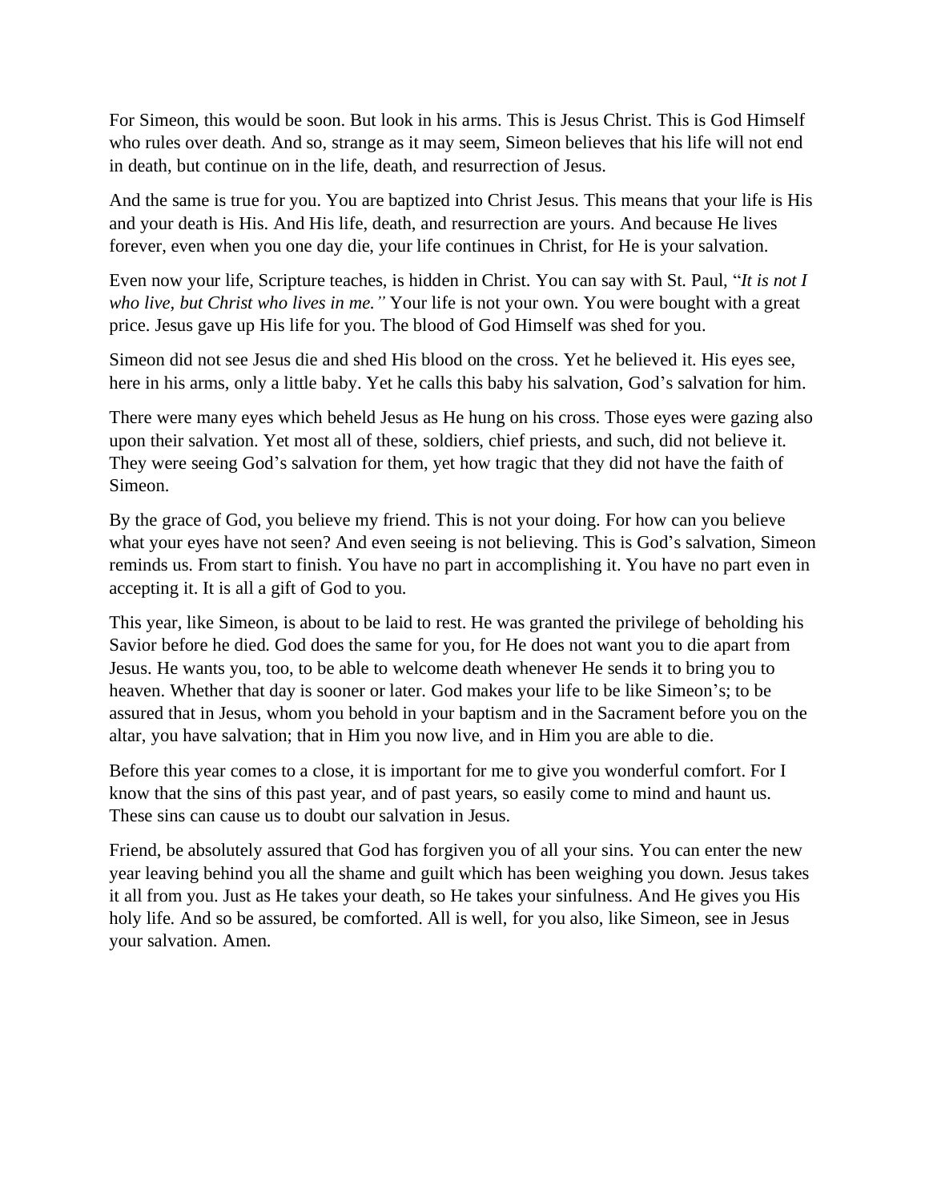For Simeon, this would be soon. But look in his arms. This is Jesus Christ. This is God Himself who rules over death. And so, strange as it may seem, Simeon believes that his life will not end in death, but continue on in the life, death, and resurrection of Jesus.

And the same is true for you. You are baptized into Christ Jesus. This means that your life is His and your death is His. And His life, death, and resurrection are yours. And because He lives forever, even when you one day die, your life continues in Christ, for He is your salvation.

Even now your life, Scripture teaches, is hidden in Christ. You can say with St. Paul, "*It is not I who live, but Christ who lives in me."* Your life is not your own. You were bought with a great price. Jesus gave up His life for you. The blood of God Himself was shed for you.

Simeon did not see Jesus die and shed His blood on the cross. Yet he believed it. His eyes see, here in his arms, only a little baby. Yet he calls this baby his salvation, God's salvation for him.

There were many eyes which beheld Jesus as He hung on his cross. Those eyes were gazing also upon their salvation. Yet most all of these, soldiers, chief priests, and such, did not believe it. They were seeing God's salvation for them, yet how tragic that they did not have the faith of Simeon.

By the grace of God, you believe my friend. This is not your doing. For how can you believe what your eyes have not seen? And even seeing is not believing. This is God's salvation, Simeon reminds us. From start to finish. You have no part in accomplishing it. You have no part even in accepting it. It is all a gift of God to you.

This year, like Simeon, is about to be laid to rest. He was granted the privilege of beholding his Savior before he died. God does the same for you, for He does not want you to die apart from Jesus. He wants you, too, to be able to welcome death whenever He sends it to bring you to heaven. Whether that day is sooner or later. God makes your life to be like Simeon's; to be assured that in Jesus, whom you behold in your baptism and in the Sacrament before you on the altar, you have salvation; that in Him you now live, and in Him you are able to die.

Before this year comes to a close, it is important for me to give you wonderful comfort. For I know that the sins of this past year, and of past years, so easily come to mind and haunt us. These sins can cause us to doubt our salvation in Jesus.

Friend, be absolutely assured that God has forgiven you of all your sins. You can enter the new year leaving behind you all the shame and guilt which has been weighing you down. Jesus takes it all from you. Just as He takes your death, so He takes your sinfulness. And He gives you His holy life. And so be assured, be comforted. All is well, for you also, like Simeon, see in Jesus your salvation. Amen.